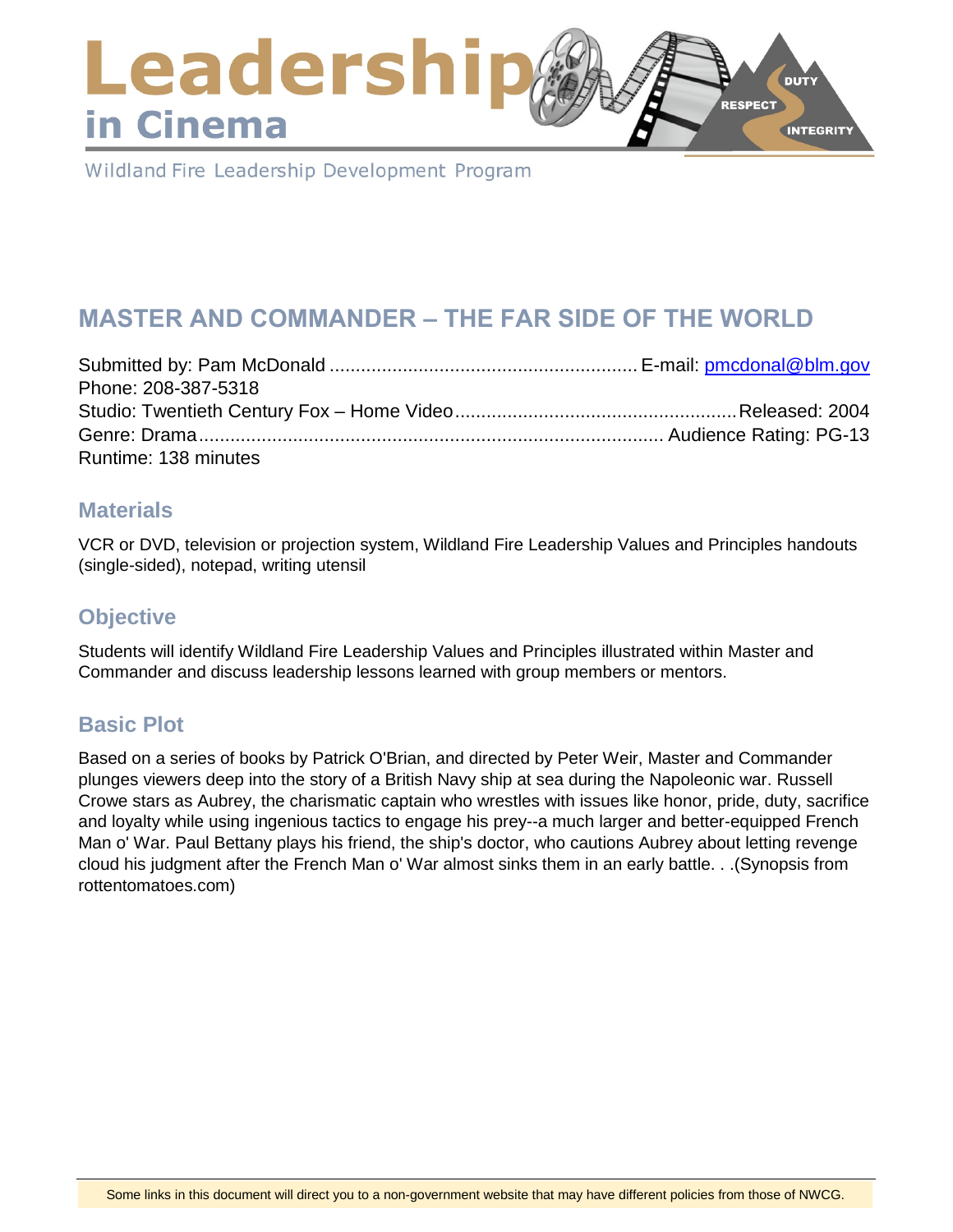# Leadership in Cinema

Wildland Fire Leadership Development Program

## MASTER AND COMMANDER – THE FAR SIDE OF THE WORLD

Submitted by: Pam McDonald .......................................................... E-mail: pmcdonal@blm.gov
Phone: 208-387-5318
Studio: Twentieth Century Fox – Home Video ..................................................... Released: 2004
Genre: Drama ........................................................................................ Audience Rating: PG-13
Runtime: 138 minutes

### Materials

VCR or DVD, television or projection system, Wildland Fire Leadership Values and Principles handouts (single-sided), notepad, writing utensil

### Objective

Students will identify Wildland Fire Leadership Values and Principles illustrated within Master and Commander and discuss leadership lessons learned with group members or mentors.

### Basic Plot

Based on a series of books by Patrick O'Brian, and directed by Peter Weir, Master and Commander plunges viewers deep into the story of a British Navy ship at sea during the Napoleonic war. Russell Crowe stars as Aubrey, the charismatic captain who wrestles with issues like honor, pride, duty, sacrifice and loyalty while using ingenious tactics to engage his prey--a much larger and better-equipped French Man o' War. Paul Bettany plays his friend, the ship's doctor, who cautions Aubrey about letting revenge cloud his judgment after the French Man o' War almost sinks them in an early battle. . .(Synopsis from rottentomatoes.com)

Some links in this document will direct you to a non-government website that may have different policies from those of NWCG.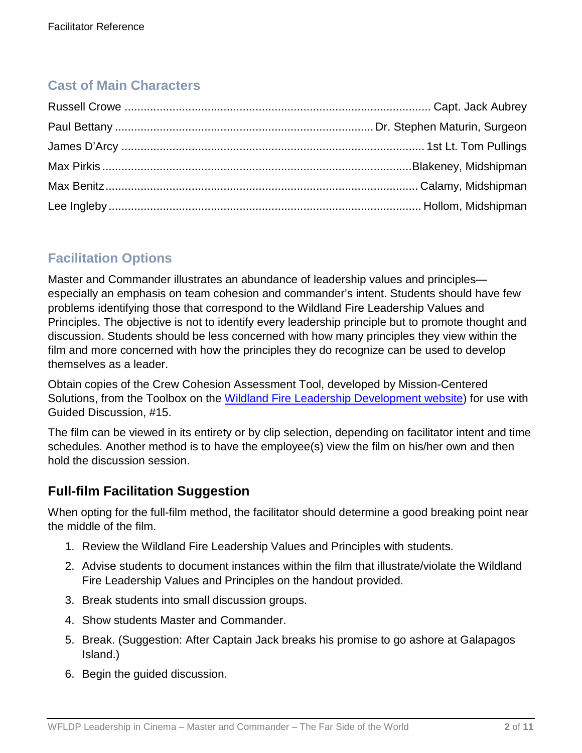## Cast of Main Characters

| | |
|---|---|
| Russell Crowe | Capt. Jack Aubrey |
| Paul Bettany | Dr. Stephen Maturin, Surgeon |
| James D'Arcy | 1st Lt. Tom Pullings |
| Max Pirkis | Blakeney, Midshipman |
| Max Benitz | Calamy, Midshipman |
| Lee Ingleby | Hollom, Midshipman |

## Facilitation Options

Master and Commander illustrates an abundance of leadership values and principles—especially an emphasis on team cohesion and commander's intent. Students should have few problems identifying those that correspond to the Wildland Fire Leadership Values and Principles. The objective is not to identify every leadership principle but to promote thought and discussion. Students should be less concerned with how many principles they view within the film and more concerned with how the principles they do recognize can be used to develop themselves as a leader.

Obtain copies of the Crew Cohesion Assessment Tool, developed by Mission-Centered Solutions, from the Toolbox on the Wildland Fire Leadership Development website) for use with Guided Discussion, #15.

The film can be viewed in its entirety or by clip selection, depending on facilitator intent and time schedules. Another method is to have the employee(s) view the film on his/her own and then hold the discussion session.

### Full-film Facilitation Suggestion

When opting for the full-film method, the facilitator should determine a good breaking point near the middle of the film.

1. Review the Wildland Fire Leadership Values and Principles with students.
2. Advise students to document instances within the film that illustrate/violate the Wildland Fire Leadership Values and Principles on the handout provided.
3. Break students into small discussion groups.
4. Show students Master and Commander.
5. Break. (Suggestion: After Captain Jack breaks his promise to go ashore at Galapagos Island.)
6. Begin the guided discussion.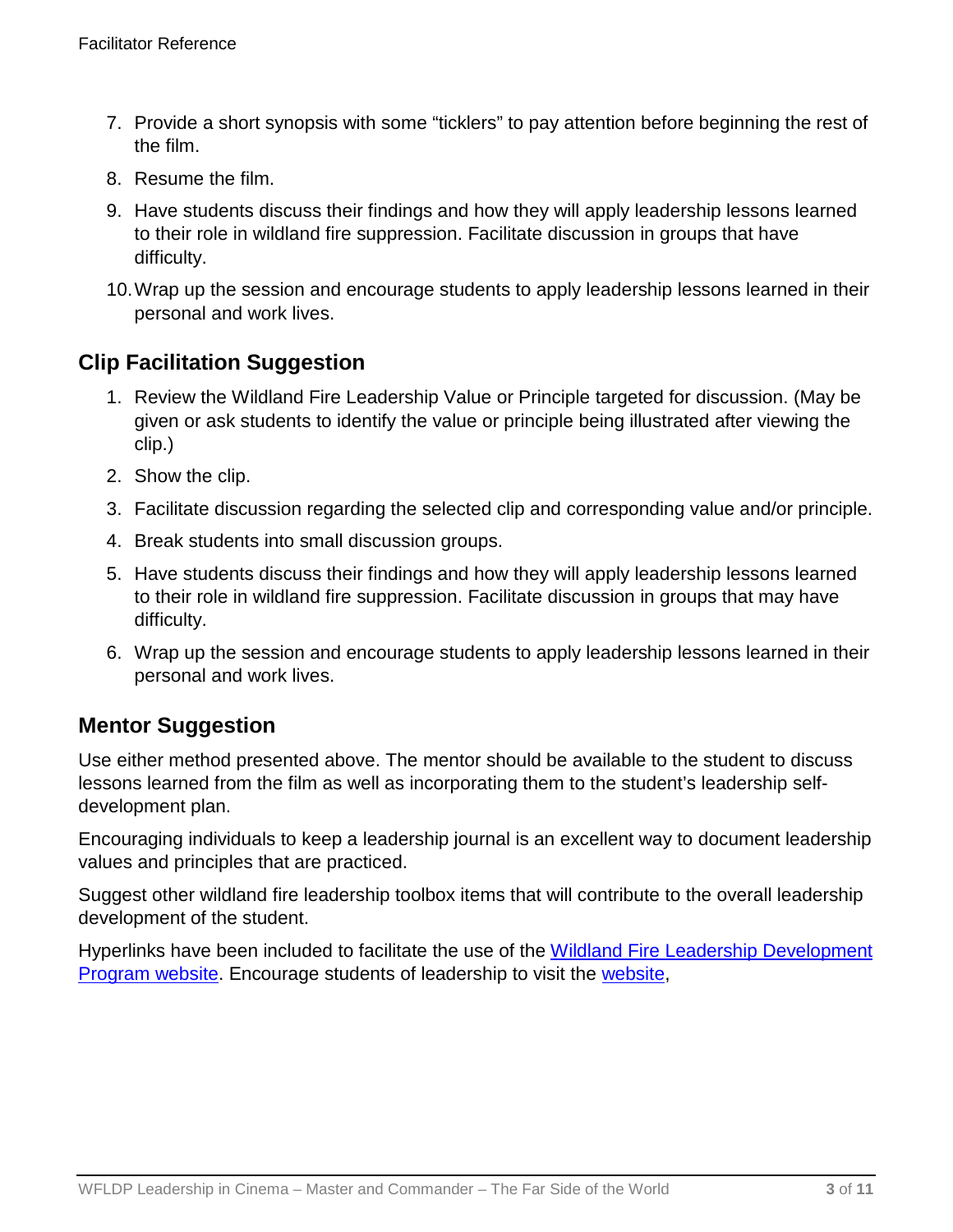7. Provide a short synopsis with some “ticklers” to pay attention before beginning the rest of the film.
8. Resume the film.
9. Have students discuss their findings and how they will apply leadership lessons learned to their role in wildland fire suppression. Facilitate discussion in groups that have difficulty.
10. Wrap up the session and encourage students to apply leadership lessons learned in their personal and work lives.

## Clip Facilitation Suggestion

1. Review the Wildland Fire Leadership Value or Principle targeted for discussion. (May be given or ask students to identify the value or principle being illustrated after viewing the clip.)
2. Show the clip.
3. Facilitate discussion regarding the selected clip and corresponding value and/or principle.
4. Break students into small discussion groups.
5. Have students discuss their findings and how they will apply leadership lessons learned to their role in wildland fire suppression. Facilitate discussion in groups that may have difficulty.
6. Wrap up the session and encourage students to apply leadership lessons learned in their personal and work lives.

## Mentor Suggestion

Use either method presented above. The mentor should be available to the student to discuss lessons learned from the film as well as incorporating them to the student’s leadership self-development plan.

Encouraging individuals to keep a leadership journal is an excellent way to document leadership values and principles that are practiced.

Suggest other wildland fire leadership toolbox items that will contribute to the overall leadership development of the student.

Hyperlinks have been included to facilitate the use of the Wildland Fire Leadership Development Program website. Encourage students of leadership to visit the website,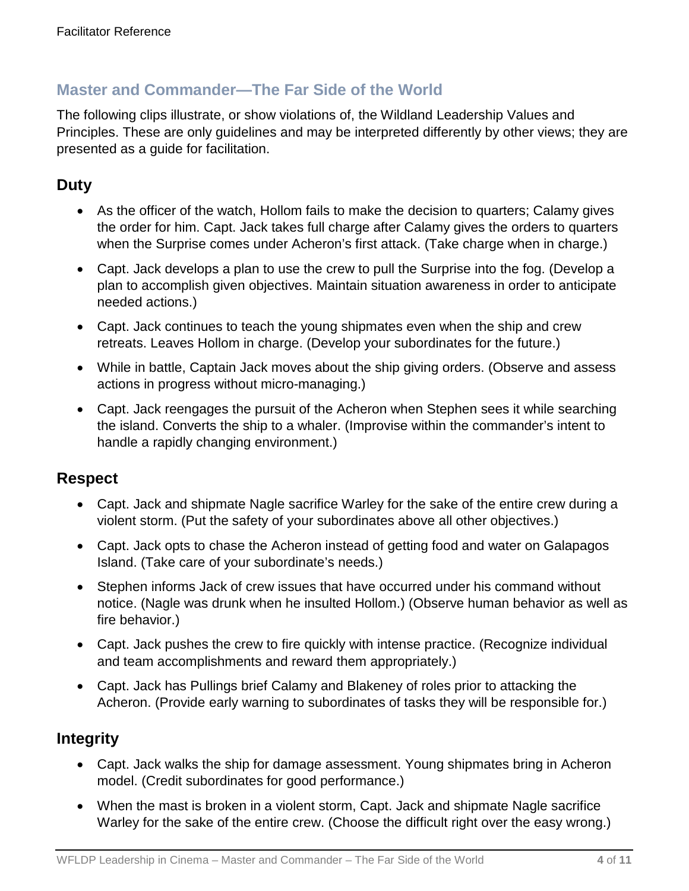## Master and Commander—The Far Side of the World

The following clips illustrate, or show violations of, the Wildland Leadership Values and Principles. These are only guidelines and may be interpreted differently by other views; they are presented as a guide for facilitation.

### Duty

- As the officer of the watch, Hollom fails to make the decision to quarters; Calamy gives the order for him. Capt. Jack takes full charge after Calamy gives the orders to quarters when the Surprise comes under Acheron's first attack. (Take charge when in charge.)
- Capt. Jack develops a plan to use the crew to pull the Surprise into the fog. (Develop a plan to accomplish given objectives. Maintain situation awareness in order to anticipate needed actions.)
- Capt. Jack continues to teach the young shipmates even when the ship and crew retreats. Leaves Hollom in charge. (Develop your subordinates for the future.)
- While in battle, Captain Jack moves about the ship giving orders. (Observe and assess actions in progress without micro-managing.)
- Capt. Jack reengages the pursuit of the Acheron when Stephen sees it while searching the island. Converts the ship to a whaler. (Improvise within the commander's intent to handle a rapidly changing environment.)

### Respect

- Capt. Jack and shipmate Nagle sacrifice Warley for the sake of the entire crew during a violent storm. (Put the safety of your subordinates above all other objectives.)
- Capt. Jack opts to chase the Acheron instead of getting food and water on Galapagos Island. (Take care of your subordinate's needs.)
- Stephen informs Jack of crew issues that have occurred under his command without notice. (Nagle was drunk when he insulted Hollom.) (Observe human behavior as well as fire behavior.)
- Capt. Jack pushes the crew to fire quickly with intense practice. (Recognize individual and team accomplishments and reward them appropriately.)
- Capt. Jack has Pullings brief Calamy and Blakeney of roles prior to attacking the Acheron. (Provide early warning to subordinates of tasks they will be responsible for.)

### Integrity

- Capt. Jack walks the ship for damage assessment. Young shipmates bring in Acheron model. (Credit subordinates for good performance.)
- When the mast is broken in a violent storm, Capt. Jack and shipmate Nagle sacrifice Warley for the sake of the entire crew. (Choose the difficult right over the easy wrong.)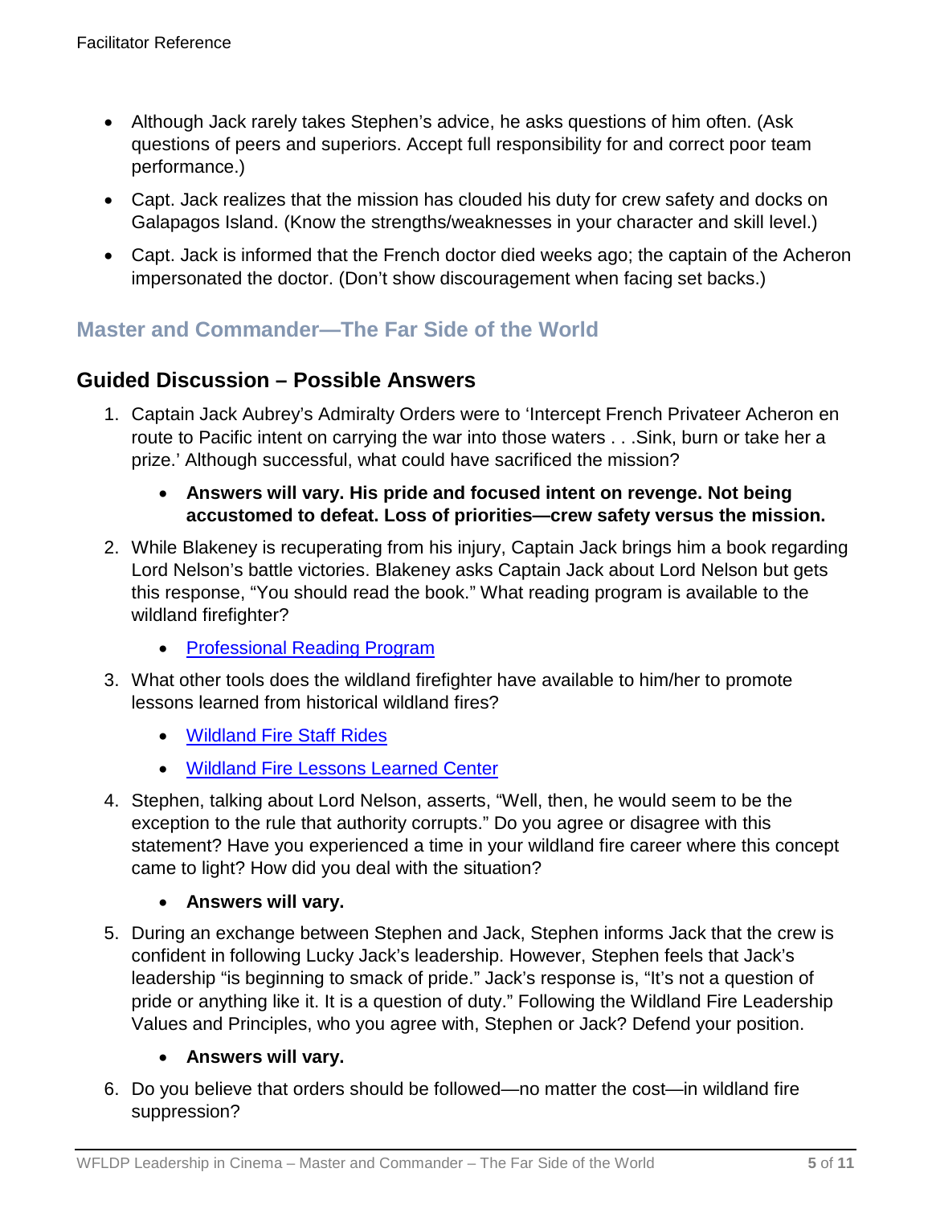- Although Jack rarely takes Stephen's advice, he asks questions of him often. (Ask questions of peers and superiors. Accept full responsibility for and correct poor team performance.)
- Capt. Jack realizes that the mission has clouded his duty for crew safety and docks on Galapagos Island. (Know the strengths/weaknesses in your character and skill level.)
- Capt. Jack is informed that the French doctor died weeks ago; the captain of the Acheron impersonated the doctor. (Don't show discouragement when facing set backs.)

## Master and Commander—The Far Side of the World

## Guided Discussion – Possible Answers

1. Captain Jack Aubrey's Admiralty Orders were to 'Intercept French Privateer Acheron en route to Pacific intent on carrying the war into those waters . . .Sink, burn or take her a prize.' Although successful, what could have sacrificed the mission?
   - **Answers will vary. His pride and focused intent on revenge. Not being accustomed to defeat. Loss of priorities—crew safety versus the mission.**
2. While Blakeney is recuperating from his injury, Captain Jack brings him a book regarding Lord Nelson's battle victories. Blakeney asks Captain Jack about Lord Nelson but gets this response, "You should read the book." What reading program is available to the wildland firefighter?
   - Professional Reading Program
3. What other tools does the wildland firefighter have available to him/her to promote lessons learned from historical wildland fires?
   - Wildland Fire Staff Rides
   - Wildland Fire Lessons Learned Center
4. Stephen, talking about Lord Nelson, asserts, "Well, then, he would seem to be the exception to the rule that authority corrupts." Do you agree or disagree with this statement? Have you experienced a time in your wildland fire career where this concept came to light? How did you deal with the situation?
   - **Answers will vary.**
5. During an exchange between Stephen and Jack, Stephen informs Jack that the crew is confident in following Lucky Jack's leadership. However, Stephen feels that Jack's leadership "is beginning to smack of pride." Jack's response is, "It's not a question of pride or anything like it. It is a question of duty." Following the Wildland Fire Leadership Values and Principles, who you agree with, Stephen or Jack? Defend your position.
   - **Answers will vary.**
6. Do you believe that orders should be followed—no matter the cost—in wildland fire suppression?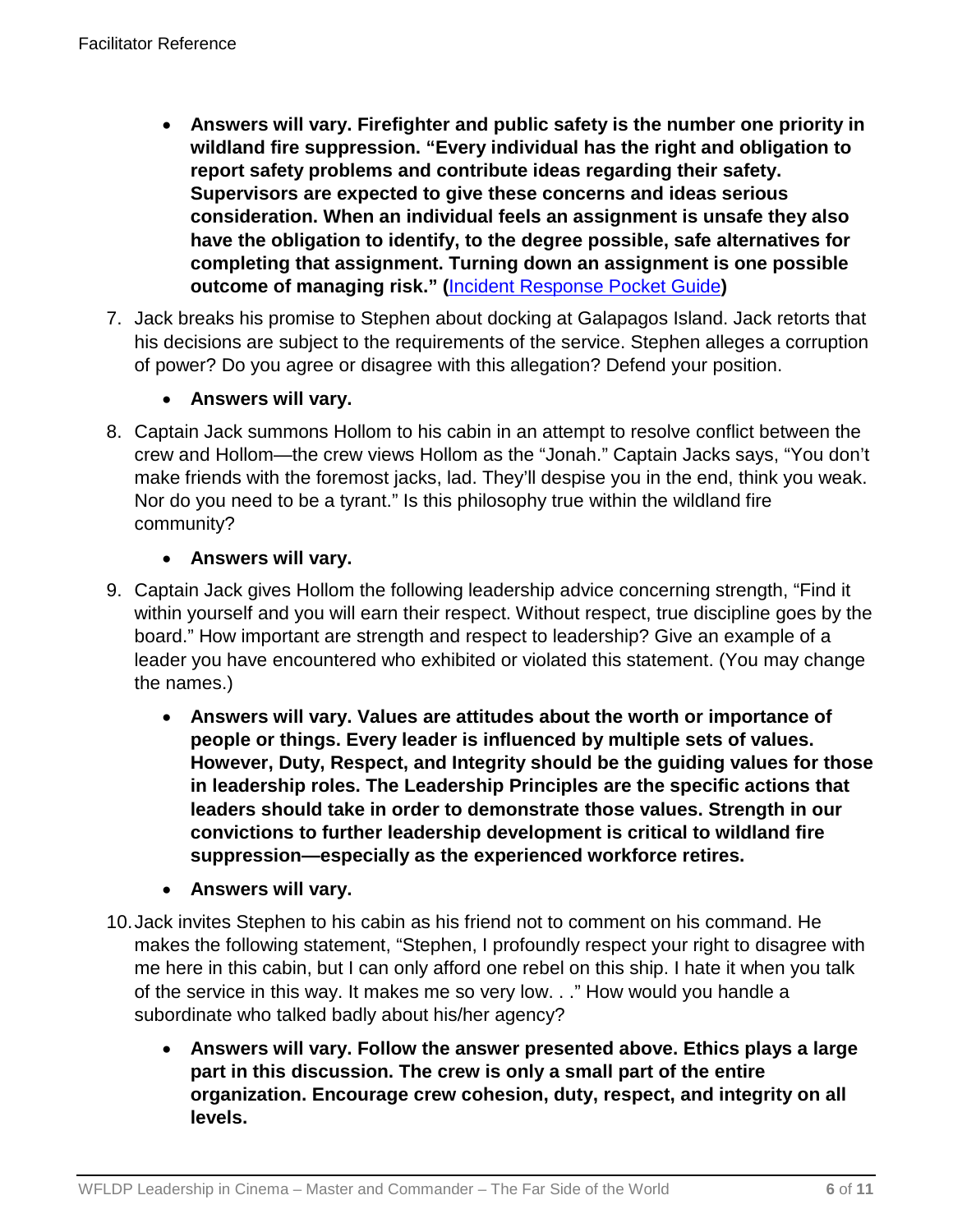- **Answers will vary. Firefighter and public safety is the number one priority in wildland fire suppression. "Every individual has the right and obligation to report safety problems and contribute ideas regarding their safety. Supervisors are expected to give these concerns and ideas serious consideration. When an individual feels an assignment is unsafe they also have the obligation to identify, to the degree possible, safe alternatives for completing that assignment. Turning down an assignment is one possible outcome of managing risk." (**[Incident Response Pocket Guide]()**)**

7. Jack breaks his promise to Stephen about docking at Galapagos Island. Jack retorts that his decisions are subject to the requirements of the service. Stephen alleges a corruption of power? Do you agree or disagree with this allegation? Defend your position.

   - **Answers will vary.**

8. Captain Jack summons Hollom to his cabin in an attempt to resolve conflict between the crew and Hollom—the crew views Hollom as the "Jonah." Captain Jacks says, "You don't make friends with the foremost jacks, lad. They'll despise you in the end, think you weak. Nor do you need to be a tyrant." Is this philosophy true within the wildland fire community?

   - **Answers will vary.**

9. Captain Jack gives Hollom the following leadership advice concerning strength, "Find it within yourself and you will earn their respect. Without respect, true discipline goes by the board." How important are strength and respect to leadership? Give an example of a leader you have encountered who exhibited or violated this statement. (You may change the names.)

   - **Answers will vary. Values are attitudes about the worth or importance of people or things. Every leader is influenced by multiple sets of values. However, Duty, Respect, and Integrity should be the guiding values for those in leadership roles. The Leadership Principles are the specific actions that leaders should take in order to demonstrate those values. Strength in our convictions to further leadership development is critical to wildland fire suppression—especially as the experienced workforce retires.**
   - **Answers will vary.**

10. Jack invites Stephen to his cabin as his friend not to comment on his command. He makes the following statement, "Stephen, I profoundly respect your right to disagree with me here in this cabin, but I can only afford one rebel on this ship. I hate it when you talk of the service in this way. It makes me so very low. . ." How would you handle a subordinate who talked badly about his/her agency?

    - **Answers will vary. Follow the answer presented above. Ethics plays a large part in this discussion. The crew is only a small part of the entire organization. Encourage crew cohesion, duty, respect, and integrity on all levels.**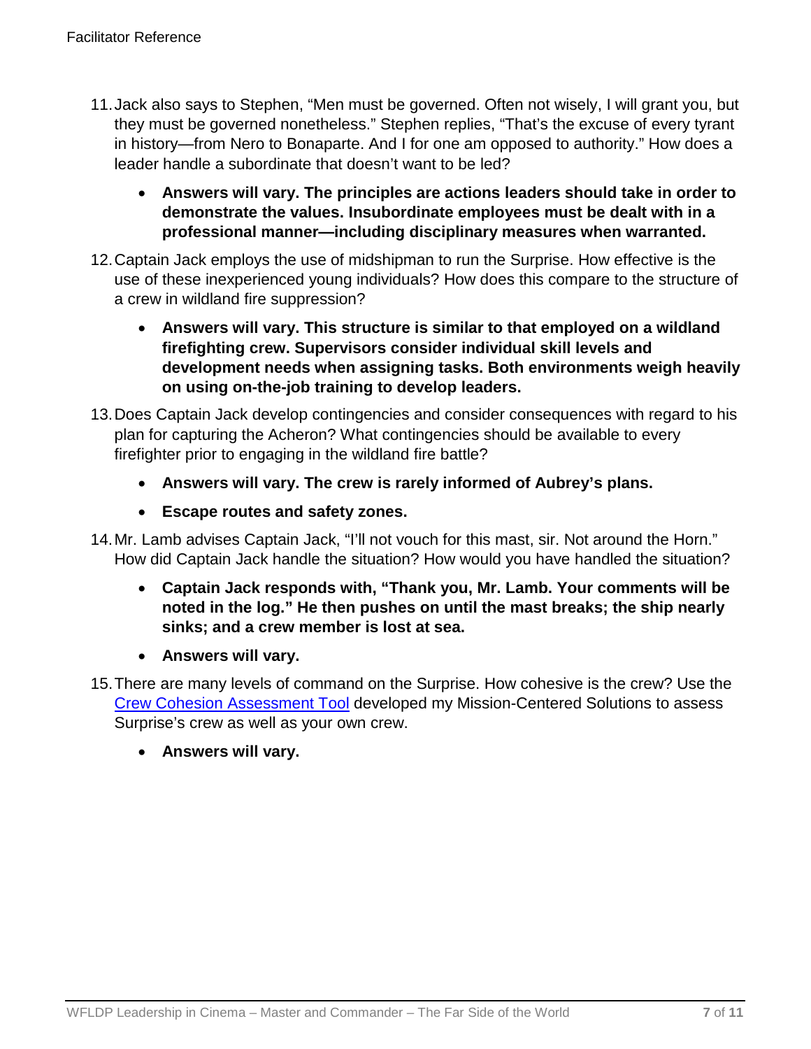11. Jack also says to Stephen, "Men must be governed. Often not wisely, I will grant you, but they must be governed nonetheless." Stephen replies, "That's the excuse of every tyrant in history—from Nero to Bonaparte. And I for one am opposed to authority." How does a leader handle a subordinate that doesn't want to be led?

    - **Answers will vary. The principles are actions leaders should take in order to demonstrate the values. Insubordinate employees must be dealt with in a professional manner—including disciplinary measures when warranted.**

12. Captain Jack employs the use of midshipman to run the Surprise. How effective is the use of these inexperienced young individuals? How does this compare to the structure of a crew in wildland fire suppression?

    - **Answers will vary. This structure is similar to that employed on a wildland firefighting crew. Supervisors consider individual skill levels and development needs when assigning tasks. Both environments weigh heavily on using on-the-job training to develop leaders.**

13. Does Captain Jack develop contingencies and consider consequences with regard to his plan for capturing the Acheron? What contingencies should be available to every firefighter prior to engaging in the wildland fire battle?

    - **Answers will vary. The crew is rarely informed of Aubrey's plans.**
    - **Escape routes and safety zones.**

14. Mr. Lamb advises Captain Jack, "I'll not vouch for this mast, sir. Not around the Horn." How did Captain Jack handle the situation? How would you have handled the situation?

    - **Captain Jack responds with, "Thank you, Mr. Lamb. Your comments will be noted in the log." He then pushes on until the mast breaks; the ship nearly sinks; and a crew member is lost at sea.**
    - **Answers will vary.**

15. There are many levels of command on the Surprise. How cohesive is the crew? Use the [Crew Cohesion Assessment Tool] developed my Mission-Centered Solutions to assess Surprise's crew as well as your own crew.

    - **Answers will vary.**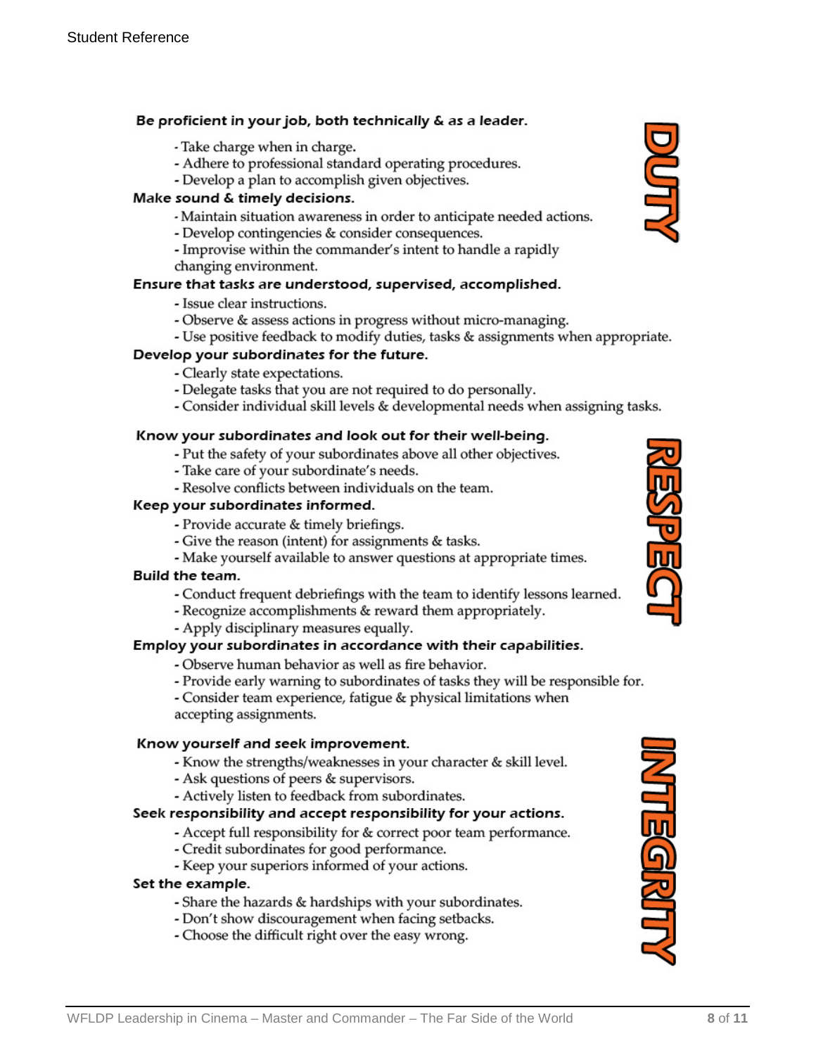## DUTY

**Be proficient in your job, both technically & as a leader.**

- Take charge when in charge.
- Adhere to professional standard operating procedures.
- Develop a plan to accomplish given objectives.

**Make sound & timely decisions.**

- Maintain situation awareness in order to anticipate needed actions.
- Develop contingencies & consider consequences.
- Improvise within the commander's intent to handle a rapidly changing environment.

**Ensure that tasks are understood, supervised, accomplished.**

- Issue clear instructions.
- Observe & assess actions in progress without micro-managing.
- Use positive feedback to modify duties, tasks & assignments when appropriate.

**Develop your subordinates for the future.**

- Clearly state expectations.
- Delegate tasks that you are not required to do personally.
- Consider individual skill levels & developmental needs when assigning tasks.

## RESPECT

**Know your subordinates and look out for their well-being.**

- Put the safety of your subordinates above all other objectives.
- Take care of your subordinate's needs.
- Resolve conflicts between individuals on the team.

**Keep your subordinates informed.**

- Provide accurate & timely briefings.
- Give the reason (intent) for assignments & tasks.
- Make yourself available to answer questions at appropriate times.

**Build the team.**

- Conduct frequent debriefings with the team to identify lessons learned.
- Recognize accomplishments & reward them appropriately.
- Apply disciplinary measures equally.

**Employ your subordinates in accordance with their capabilities.**

- Observe human behavior as well as fire behavior.
- Provide early warning to subordinates of tasks they will be responsible for.
- Consider team experience, fatigue & physical limitations when accepting assignments.

## INTEGRITY

**Know yourself and seek improvement.**

- Know the strengths/weaknesses in your character & skill level.
- Ask questions of peers & supervisors.
- Actively listen to feedback from subordinates.

**Seek responsibility and accept responsibility for your actions.**

- Accept full responsibility for & correct poor team performance.
- Credit subordinates for good performance.
- Keep your superiors informed of your actions.

**Set the example.**

- Share the hazards & hardships with your subordinates.
- Don't show discouragement when facing setbacks.
- Choose the difficult right over the easy wrong.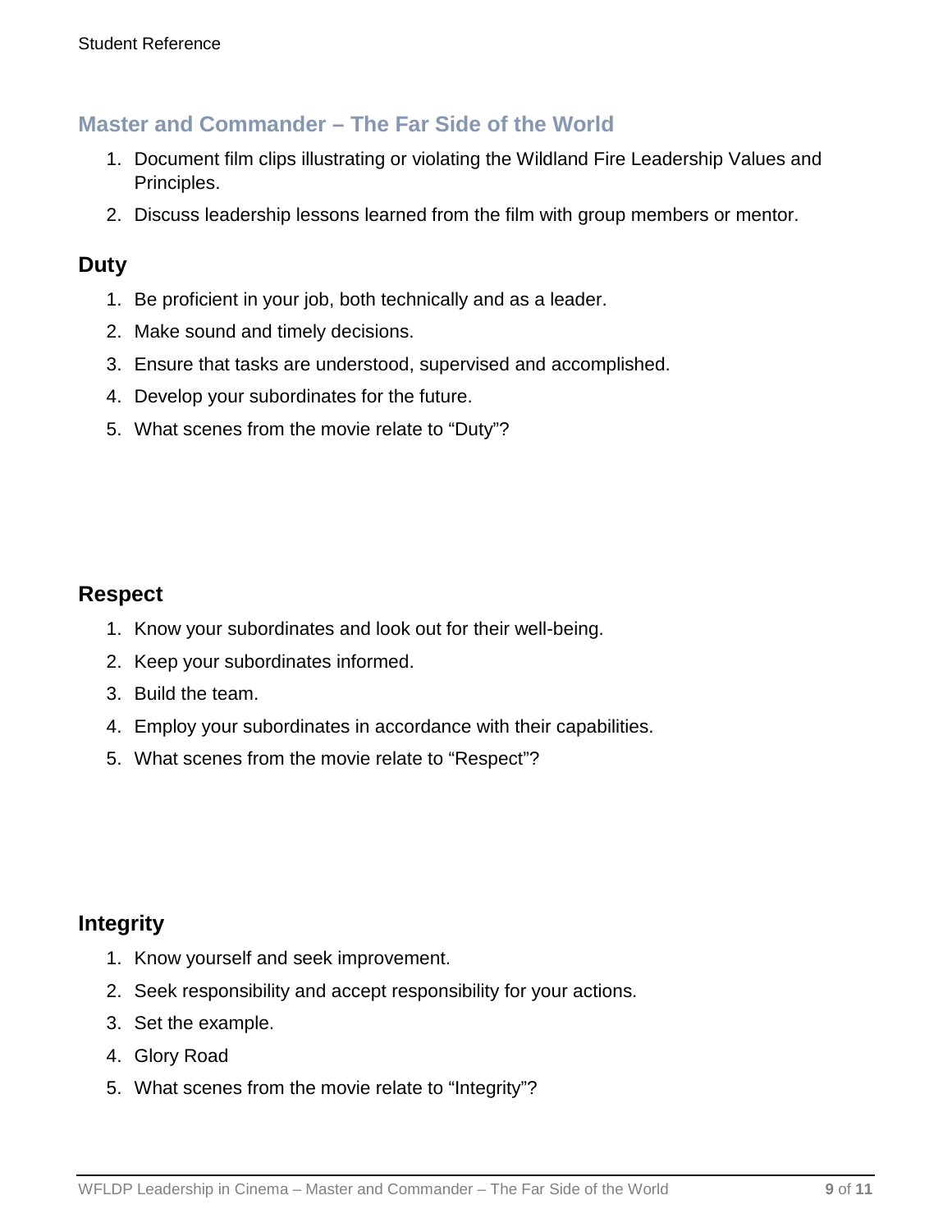## Master and Commander – The Far Side of the World

1. Document film clips illustrating or violating the Wildland Fire Leadership Values and Principles.
2. Discuss leadership lessons learned from the film with group members or mentor.

### Duty

1. Be proficient in your job, both technically and as a leader.
2. Make sound and timely decisions.
3. Ensure that tasks are understood, supervised and accomplished.
4. Develop your subordinates for the future.
5. What scenes from the movie relate to “Duty”?

### Respect

1. Know your subordinates and look out for their well-being.
2. Keep your subordinates informed.
3. Build the team.
4. Employ your subordinates in accordance with their capabilities.
5. What scenes from the movie relate to “Respect”?

### Integrity

1. Know yourself and seek improvement.
2. Seek responsibility and accept responsibility for your actions.
3. Set the example.
4. Glory Road
5. What scenes from the movie relate to “Integrity”?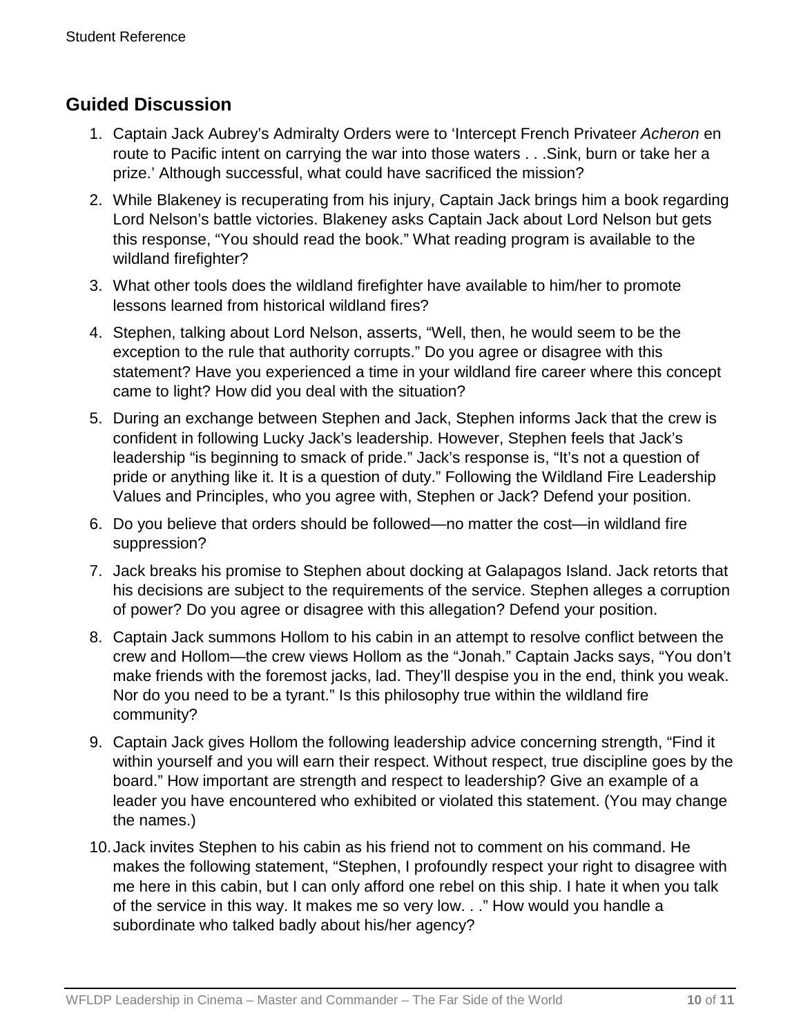## Guided Discussion

1. Captain Jack Aubrey's Admiralty Orders were to 'Intercept French Privateer *Acheron* en route to Pacific intent on carrying the war into those waters . . .Sink, burn or take her a prize.' Although successful, what could have sacrificed the mission?
2. While Blakeney is recuperating from his injury, Captain Jack brings him a book regarding Lord Nelson's battle victories. Blakeney asks Captain Jack about Lord Nelson but gets this response, "You should read the book." What reading program is available to the wildland firefighter?
3. What other tools does the wildland firefighter have available to him/her to promote lessons learned from historical wildland fires?
4. Stephen, talking about Lord Nelson, asserts, "Well, then, he would seem to be the exception to the rule that authority corrupts." Do you agree or disagree with this statement? Have you experienced a time in your wildland fire career where this concept came to light? How did you deal with the situation?
5. During an exchange between Stephen and Jack, Stephen informs Jack that the crew is confident in following Lucky Jack's leadership. However, Stephen feels that Jack's leadership "is beginning to smack of pride." Jack's response is, "It's not a question of pride or anything like it. It is a question of duty." Following the Wildland Fire Leadership Values and Principles, who you agree with, Stephen or Jack? Defend your position.
6. Do you believe that orders should be followed—no matter the cost—in wildland fire suppression?
7. Jack breaks his promise to Stephen about docking at Galapagos Island. Jack retorts that his decisions are subject to the requirements of the service. Stephen alleges a corruption of power? Do you agree or disagree with this allegation? Defend your position.
8. Captain Jack summons Hollom to his cabin in an attempt to resolve conflict between the crew and Hollom—the crew views Hollom as the "Jonah." Captain Jacks says, "You don't make friends with the foremost jacks, lad. They'll despise you in the end, think you weak. Nor do you need to be a tyrant." Is this philosophy true within the wildland fire community?
9. Captain Jack gives Hollom the following leadership advice concerning strength, "Find it within yourself and you will earn their respect. Without respect, true discipline goes by the board." How important are strength and respect to leadership? Give an example of a leader you have encountered who exhibited or violated this statement. (You may change the names.)
10. Jack invites Stephen to his cabin as his friend not to comment on his command. He makes the following statement, "Stephen, I profoundly respect your right to disagree with me here in this cabin, but I can only afford one rebel on this ship. I hate it when you talk of the service in this way. It makes me so very low. . ." How would you handle a subordinate who talked badly about his/her agency?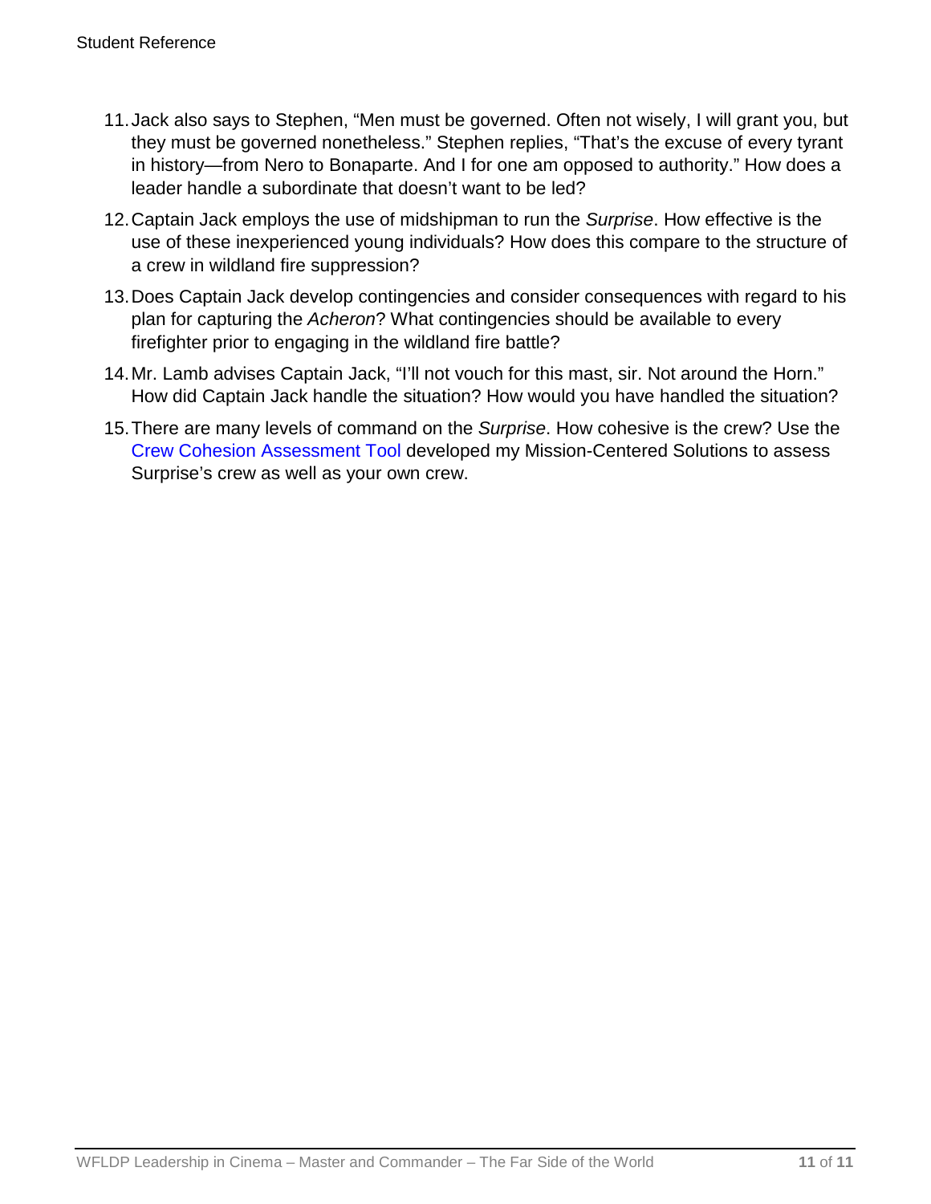11. Jack also says to Stephen, “Men must be governed. Often not wisely, I will grant you, but they must be governed nonetheless.” Stephen replies, “That’s the excuse of every tyrant in history—from Nero to Bonaparte. And I for one am opposed to authority.” How does a leader handle a subordinate that doesn’t want to be led?
12. Captain Jack employs the use of midshipman to run the *Surprise*. How effective is the use of these inexperienced young individuals? How does this compare to the structure of a crew in wildland fire suppression?
13. Does Captain Jack develop contingencies and consider consequences with regard to his plan for capturing the *Acheron*? What contingencies should be available to every firefighter prior to engaging in the wildland fire battle?
14. Mr. Lamb advises Captain Jack, “I’ll not vouch for this mast, sir. Not around the Horn.” How did Captain Jack handle the situation? How would you have handled the situation?
15. There are many levels of command on the *Surprise*. How cohesive is the crew? Use the Crew Cohesion Assessment Tool developed my Mission-Centered Solutions to assess Surprise’s crew as well as your own crew.